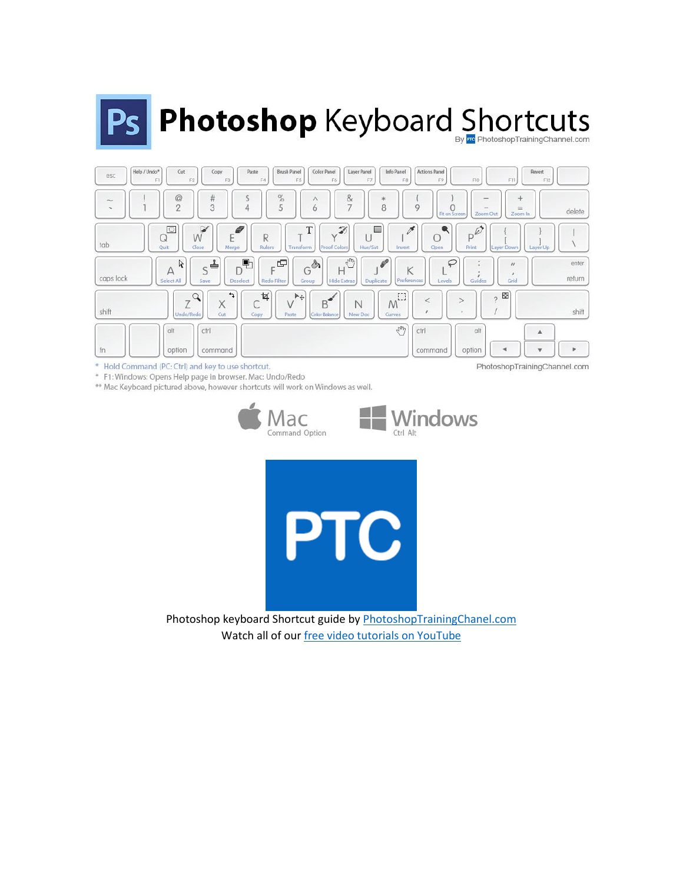# Photoshop Keyboard Shortcuts

By PhotoshopTrainingChannel.com

| Key | Shortcut |
| --- | --- |
| F1 | Help / Undo* |
| F2 | Cut |
| F3 | Copy |
| F4 | Paste |
| F5 | Brush Panel |
| F6 | Color Panel |
| F7 | Layer Panel |
| F8 | Info Panel |
| F9 | Actions Panel |
| F12 | Revert |
| 0 | Fit on Screen |
| - | Zoom Out |
| = | Zoom In |
| Q | Quit |
| W | Close |
| E | Merge |
| R | Rulers |
| T | Transform |
| Y | Proof Colors |
| U | Hue/Sat |
| I | Invert |
| O | Open |
| P | Print |
| [ | Layer Down |
| ] | Layer Up |
| A | Select All |
| S | Save |
| D | Deselect |
| F | Redo Filter |
| G | Group |
| H | Hide Extras |
| J | Duplicate |
| K | Preferences |
| L | Levels |
| ; | Guides |
| ' | Grid |
| Z | Undo/Redo |
| X | Cut |
| C | Copy |
| V | Paste |
| B | Color Balance |
| N | New Doc |
| M | Curves |

\* Hold Command (PC: Ctrl) and key to use shortcut.

\* F1: Windows: Opens Help page in browser. Mac: Undo/Redo

** Mac Keyboard pictured above, however shortcuts will work on Windows as well.

PhotoshopTrainingChannel.com

Mac: Command Option — Windows: Ctrl Alt

PTC

Photoshop keyboard Shortcut guide by [PhotoshopTrainingChanel.com](PhotoshopTrainingChanel.com)

Watch all of our [free video tutorials on YouTube](free video tutorials on YouTube)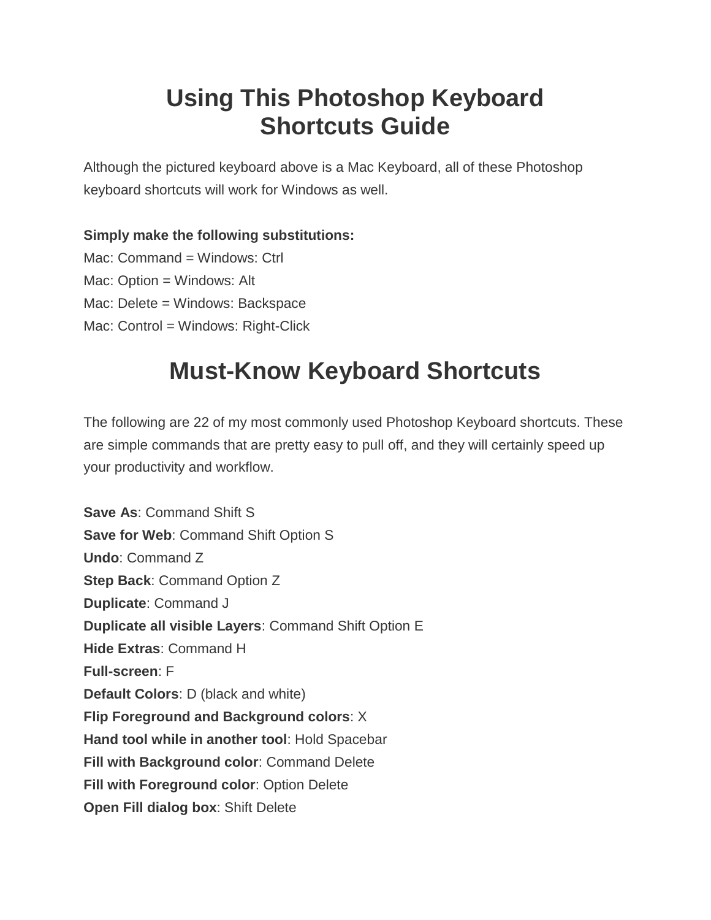# Using This Photoshop Keyboard Shortcuts Guide

Although the pictured keyboard above is a Mac Keyboard, all of these Photoshop keyboard shortcuts will work for Windows as well.

**Simply make the following substitutions:**
Mac: Command = Windows: Ctrl
Mac: Option = Windows: Alt
Mac: Delete = Windows: Backspace
Mac: Control = Windows: Right-Click

# Must-Know Keyboard Shortcuts

The following are 22 of my most commonly used Photoshop Keyboard shortcuts. These are simple commands that are pretty easy to pull off, and they will certainly speed up your productivity and workflow.

**Save As**: Command Shift S
**Save for Web**: Command Shift Option S
**Undo**: Command Z
**Step Back**: Command Option Z
**Duplicate**: Command J
**Duplicate all visible Layers**: Command Shift Option E
**Hide Extras**: Command H
**Full-screen**: F
**Default Colors**: D (black and white)
**Flip Foreground and Background colors**: X
**Hand tool while in another tool**: Hold Spacebar
**Fill with Background color**: Command Delete
**Fill with Foreground color**: Option Delete
**Open Fill dialog box**: Shift Delete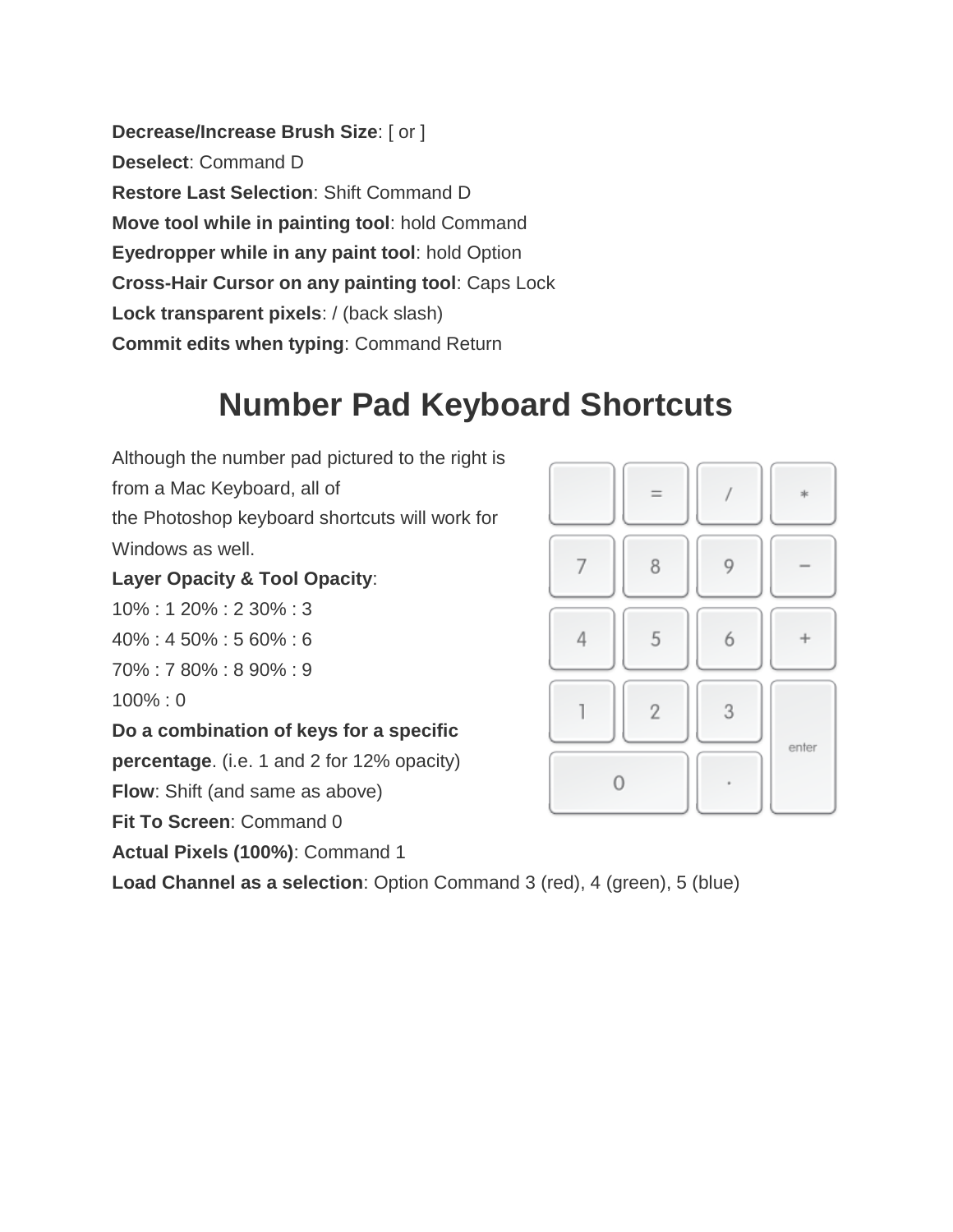**Decrease/Increase Brush Size**: [ or ]
**Deselect**: Command D
**Restore Last Selection**: Shift Command D
**Move tool while in painting tool**: hold Command
**Eyedropper while in any paint tool**: hold Option
**Cross-Hair Cursor on any painting tool**: Caps Lock
**Lock transparent pixels**: / (back slash)
**Commit edits when typing**: Command Return

# Number Pad Keyboard Shortcuts

Although the number pad pictured to the right is from a Mac Keyboard, all of the Photoshop keyboard shortcuts will work for Windows as well.

**Layer Opacity & Tool Opacity**:
10% : 1 20% : 2 30% : 3
40% : 4 50% : 5 60% : 6
70% : 7 80% : 8 90% : 9
100% : 0

**Do a combination of keys for a specific percentage**. (i.e. 1 and 2 for 12% opacity)
**Flow**: Shift (and same as above)
**Fit To Screen**: Command 0
**Actual Pixels (100%)**: Command 1
**Load Channel as a selection**: Option Command 3 (red), 4 (green), 5 (blue)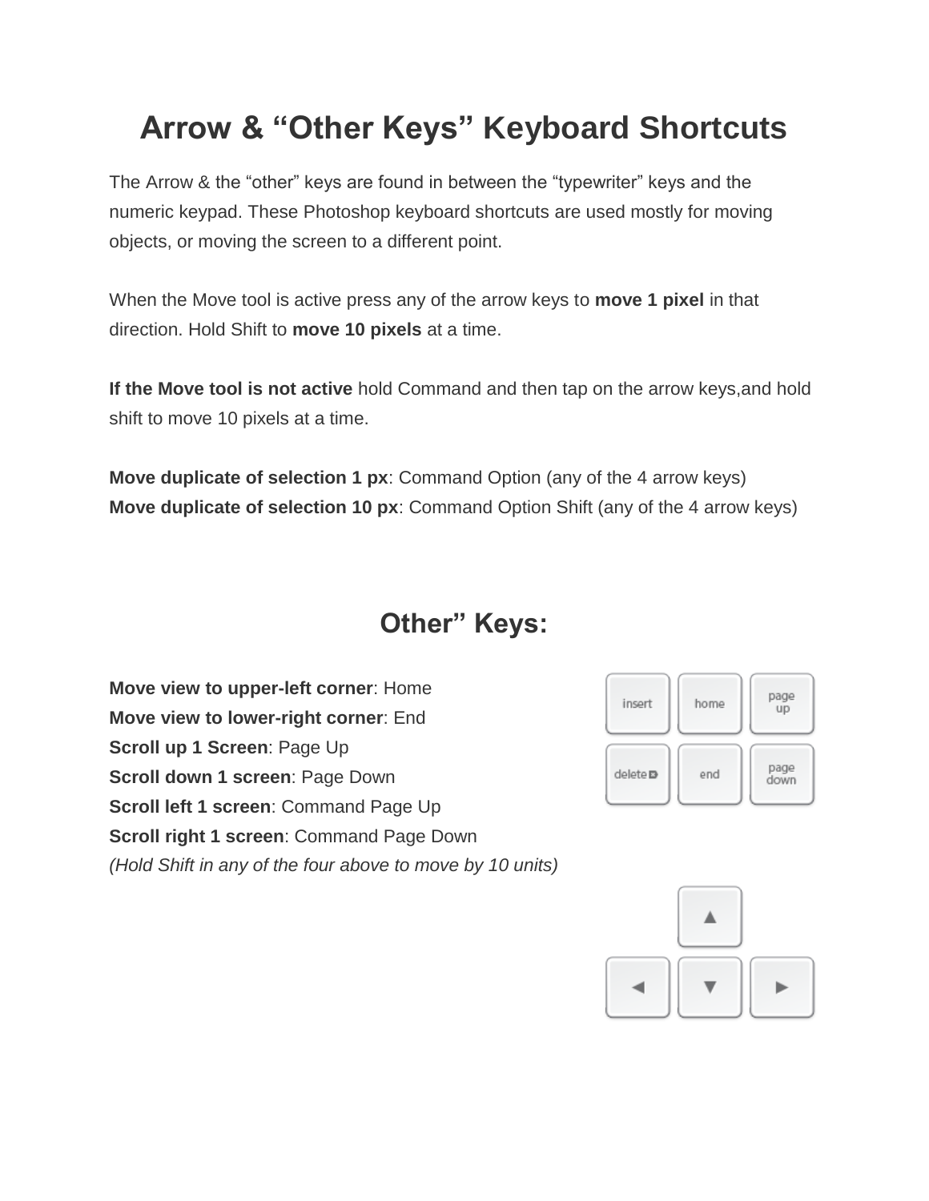# Arrow & "Other Keys" Keyboard Shortcuts

The Arrow & the "other" keys are found in between the "typewriter" keys and the numeric keypad. These Photoshop keyboard shortcuts are used mostly for moving objects, or moving the screen to a different point.

When the Move tool is active press any of the arrow keys to **move 1 pixel** in that direction. Hold Shift to **move 10 pixels** at a time.

**If the Move tool is not active** hold Command and then tap on the arrow keys,and hold shift to move 10 pixels at a time.

**Move duplicate of selection 1 px**: Command Option (any of the 4 arrow keys)
**Move duplicate of selection 10 px**: Command Option Shift (any of the 4 arrow keys)

## Other" Keys:

**Move view to upper-left corner**: Home
**Move view to lower-right corner**: End
**Scroll up 1 Screen**: Page Up
**Scroll down 1 screen**: Page Down
**Scroll left 1 screen**: Command Page Up
**Scroll right 1 screen**: Command Page Down
*(Hold Shift in any of the four above to move by 10 units)*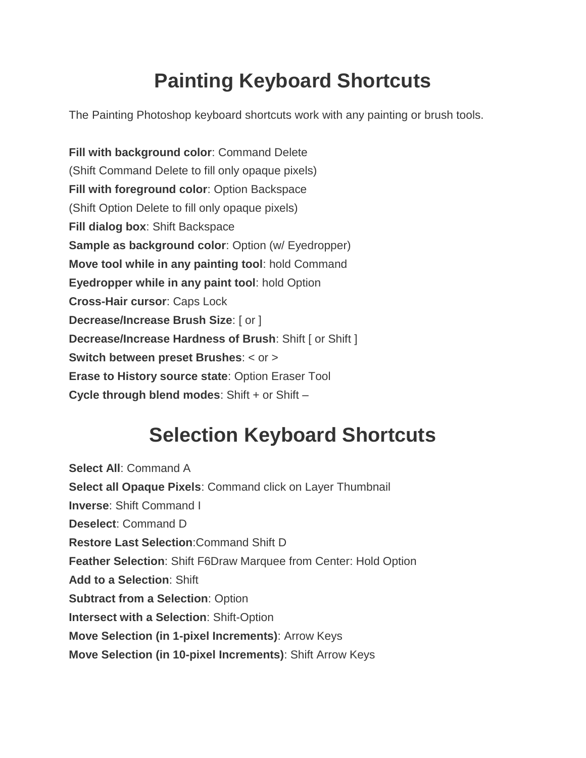# Painting Keyboard Shortcuts

The Painting Photoshop keyboard shortcuts work with any painting or brush tools.

**Fill with background color**: Command Delete
(Shift Command Delete to fill only opaque pixels)
**Fill with foreground color**: Option Backspace
(Shift Option Delete to fill only opaque pixels)
**Fill dialog box**: Shift Backspace
**Sample as background color**: Option (w/ Eyedropper)
**Move tool while in any painting tool**: hold Command
**Eyedropper while in any paint tool**: hold Option
**Cross-Hair cursor**: Caps Lock
**Decrease/Increase Brush Size**: [ or ]
**Decrease/Increase Hardness of Brush**: Shift [ or Shift ]
**Switch between preset Brushes**: < or >
**Erase to History source state**: Option Eraser Tool
**Cycle through blend modes**: Shift + or Shift –

# Selection Keyboard Shortcuts

**Select All**: Command A
**Select all Opaque Pixels**: Command click on Layer Thumbnail
**Inverse**: Shift Command I
**Deselect**: Command D
**Restore Last Selection**:Command Shift D
**Feather Selection**: Shift F6Draw Marquee from Center: Hold Option
**Add to a Selection**: Shift
**Subtract from a Selection**: Option
**Intersect with a Selection**: Shift-Option
**Move Selection (in 1-pixel Increments)**: Arrow Keys
**Move Selection (in 10-pixel Increments)**: Shift Arrow Keys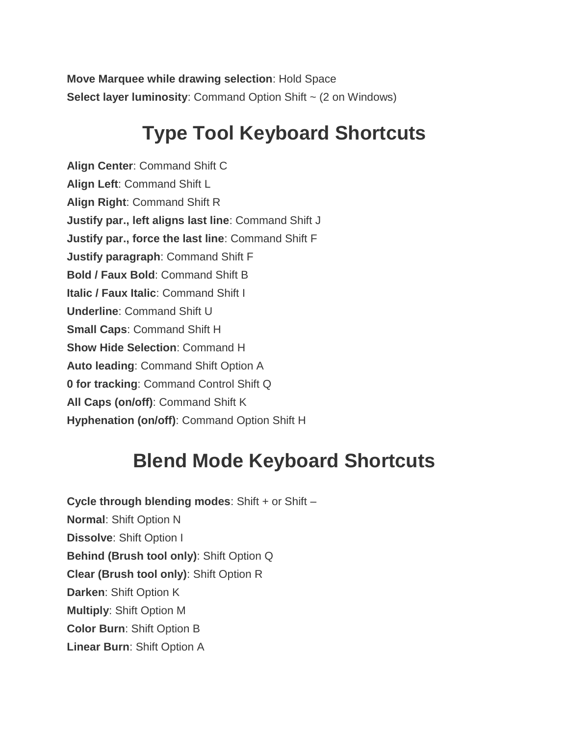**Move Marquee while drawing selection**: Hold Space
**Select layer luminosity**: Command Option Shift ~ (2 on Windows)

## Type Tool Keyboard Shortcuts

**Align Center**: Command Shift C
**Align Left**: Command Shift L
**Align Right**: Command Shift R
**Justify par., left aligns last line**: Command Shift J
**Justify par., force the last line**: Command Shift F
**Justify paragraph**: Command Shift F
**Bold / Faux Bold**: Command Shift B
**Italic / Faux Italic**: Command Shift I
**Underline**: Command Shift U
**Small Caps**: Command Shift H
**Show Hide Selection**: Command H
**Auto leading**: Command Shift Option A
**0 for tracking**: Command Control Shift Q
**All Caps (on/off)**: Command Shift K
**Hyphenation (on/off)**: Command Option Shift H

## Blend Mode Keyboard Shortcuts

**Cycle through blending modes**: Shift + or Shift –
**Normal**: Shift Option N
**Dissolve**: Shift Option I
**Behind (Brush tool only)**: Shift Option Q
**Clear (Brush tool only)**: Shift Option R
**Darken**: Shift Option K
**Multiply**: Shift Option M
**Color Burn**: Shift Option B
**Linear Burn**: Shift Option A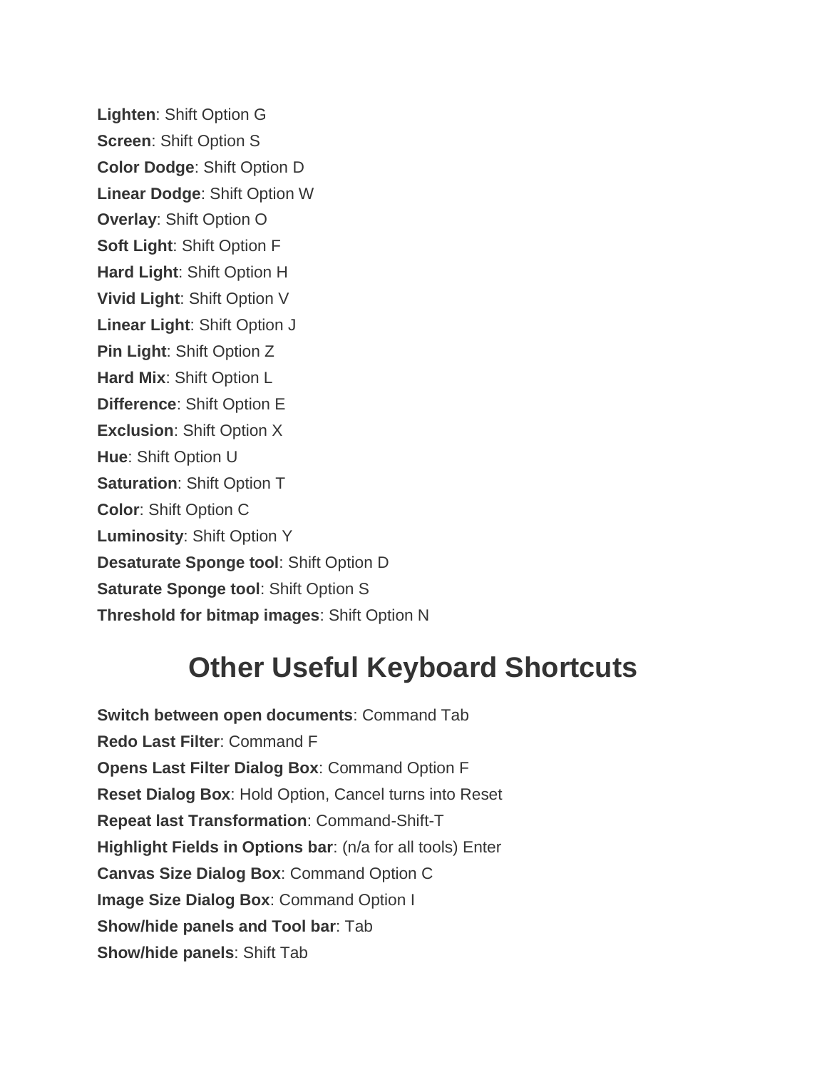**Lighten**: Shift Option G
**Screen**: Shift Option S
**Color Dodge**: Shift Option D
**Linear Dodge**: Shift Option W
**Overlay**: Shift Option O
**Soft Light**: Shift Option F
**Hard Light**: Shift Option H
**Vivid Light**: Shift Option V
**Linear Light**: Shift Option J
**Pin Light**: Shift Option Z
**Hard Mix**: Shift Option L
**Difference**: Shift Option E
**Exclusion**: Shift Option X
**Hue**: Shift Option U
**Saturation**: Shift Option T
**Color**: Shift Option C
**Luminosity**: Shift Option Y
**Desaturate Sponge tool**: Shift Option D
**Saturate Sponge tool**: Shift Option S
**Threshold for bitmap images**: Shift Option N

## Other Useful Keyboard Shortcuts

**Switch between open documents**: Command Tab
**Redo Last Filter**: Command F
**Opens Last Filter Dialog Box**: Command Option F
**Reset Dialog Box**: Hold Option, Cancel turns into Reset
**Repeat last Transformation**: Command-Shift-T
**Highlight Fields in Options bar**: (n/a for all tools) Enter
**Canvas Size Dialog Box**: Command Option C
**Image Size Dialog Box**: Command Option I
**Show/hide panels and Tool bar**: Tab
**Show/hide panels**: Shift Tab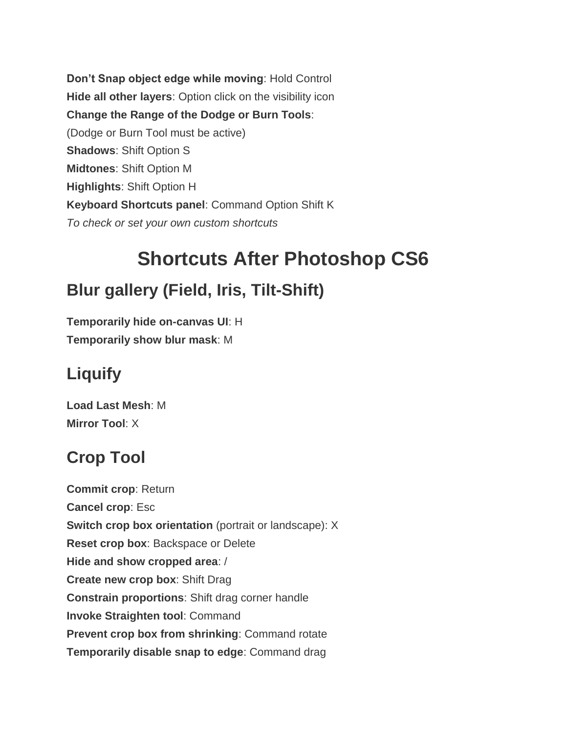**Don't Snap object edge while moving**: Hold Control
**Hide all other layers**: Option click on the visibility icon
**Change the Range of the Dodge or Burn Tools**:
(Dodge or Burn Tool must be active)
**Shadows**: Shift Option S
**Midtones**: Shift Option M
**Highlights**: Shift Option H
**Keyboard Shortcuts panel**: Command Option Shift K
*To check or set your own custom shortcuts*

# Shortcuts After Photoshop CS6

## Blur gallery (Field, Iris, Tilt-Shift)

**Temporarily hide on-canvas UI**: H
**Temporarily show blur mask**: M

## Liquify

**Load Last Mesh**: M
**Mirror Tool**: X

## Crop Tool

**Commit crop**: Return
**Cancel crop**: Esc
**Switch crop box orientation** (portrait or landscape): X
**Reset crop box**: Backspace or Delete
**Hide and show cropped area**: /
**Create new crop box**: Shift Drag
**Constrain proportions**: Shift drag corner handle
**Invoke Straighten tool**: Command
**Prevent crop box from shrinking**: Command rotate
**Temporarily disable snap to edge**: Command drag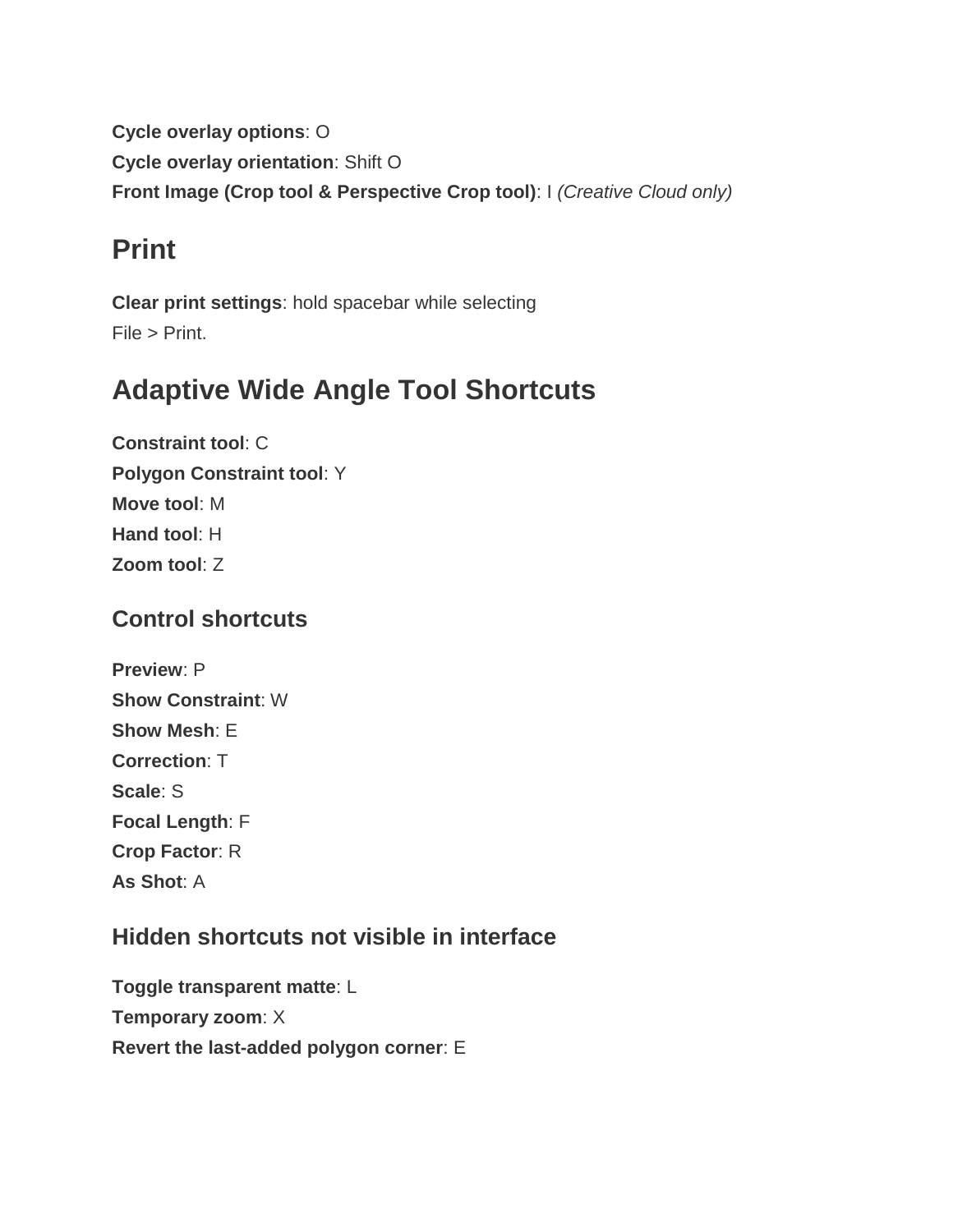**Cycle overlay options**: O
**Cycle overlay orientation**: Shift O
**Front Image (Crop tool & Perspective Crop tool)**: I *(Creative Cloud only)*

# Print

**Clear print settings**: hold spacebar while selecting File > Print.

# Adaptive Wide Angle Tool Shortcuts

**Constraint tool**: C
**Polygon Constraint tool**: Y
**Move tool**: M
**Hand tool**: H
**Zoom tool**: Z

## Control shortcuts

**Preview**: P
**Show Constraint**: W
**Show Mesh**: E
**Correction**: T
**Scale**: S
**Focal Length**: F
**Crop Factor**: R
**As Shot**: A

## Hidden shortcuts not visible in interface

**Toggle transparent matte**: L
**Temporary zoom**: X
**Revert the last-added polygon corner**: E